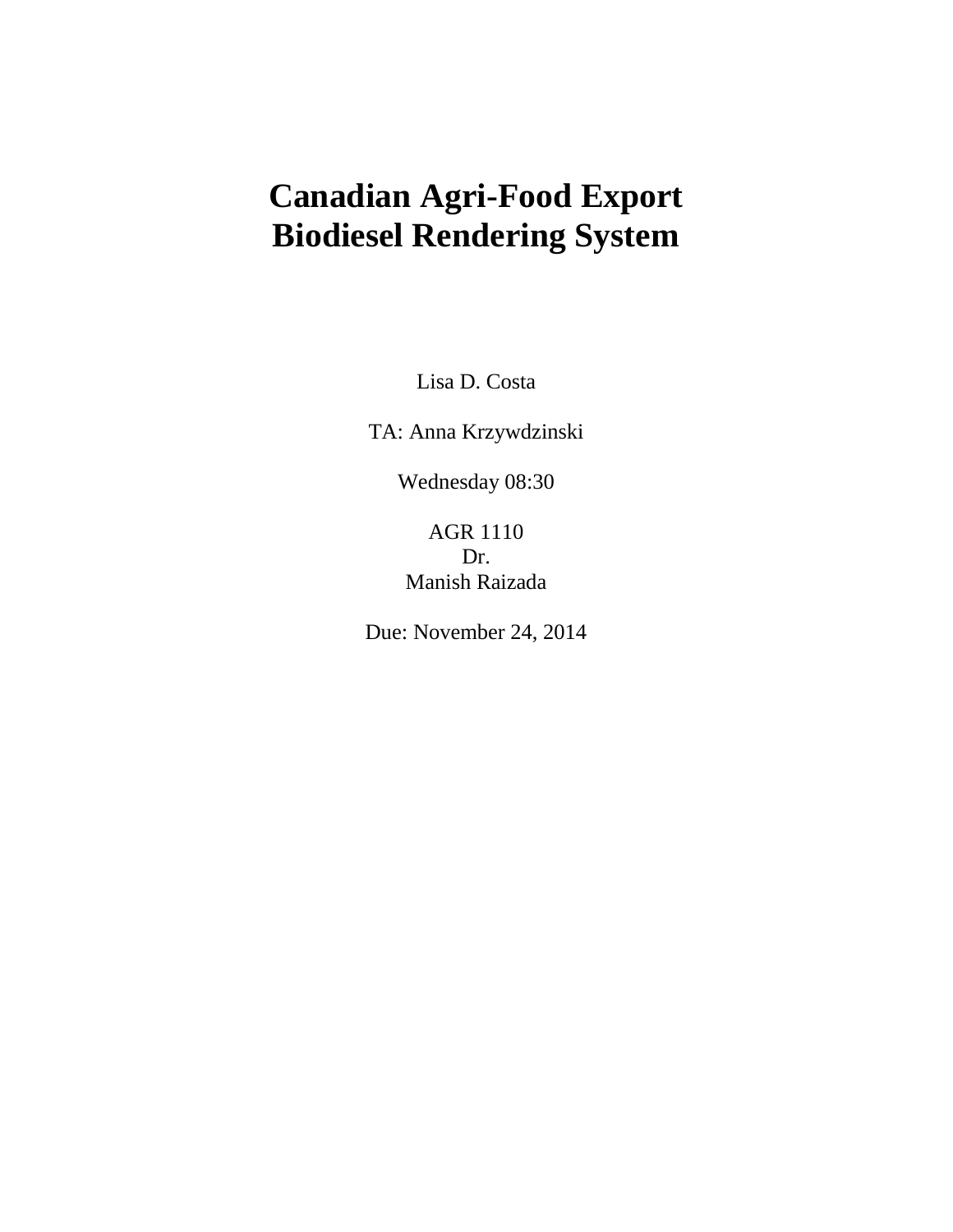# Canadian Agri-Food Export Biodiesel Rendering System

Lisa D. Costa

TA: Anna Krzywdzinski

Wednesday 08:30

AGR 1110
Dr.
Manish Raizada

Due: November 24, 2014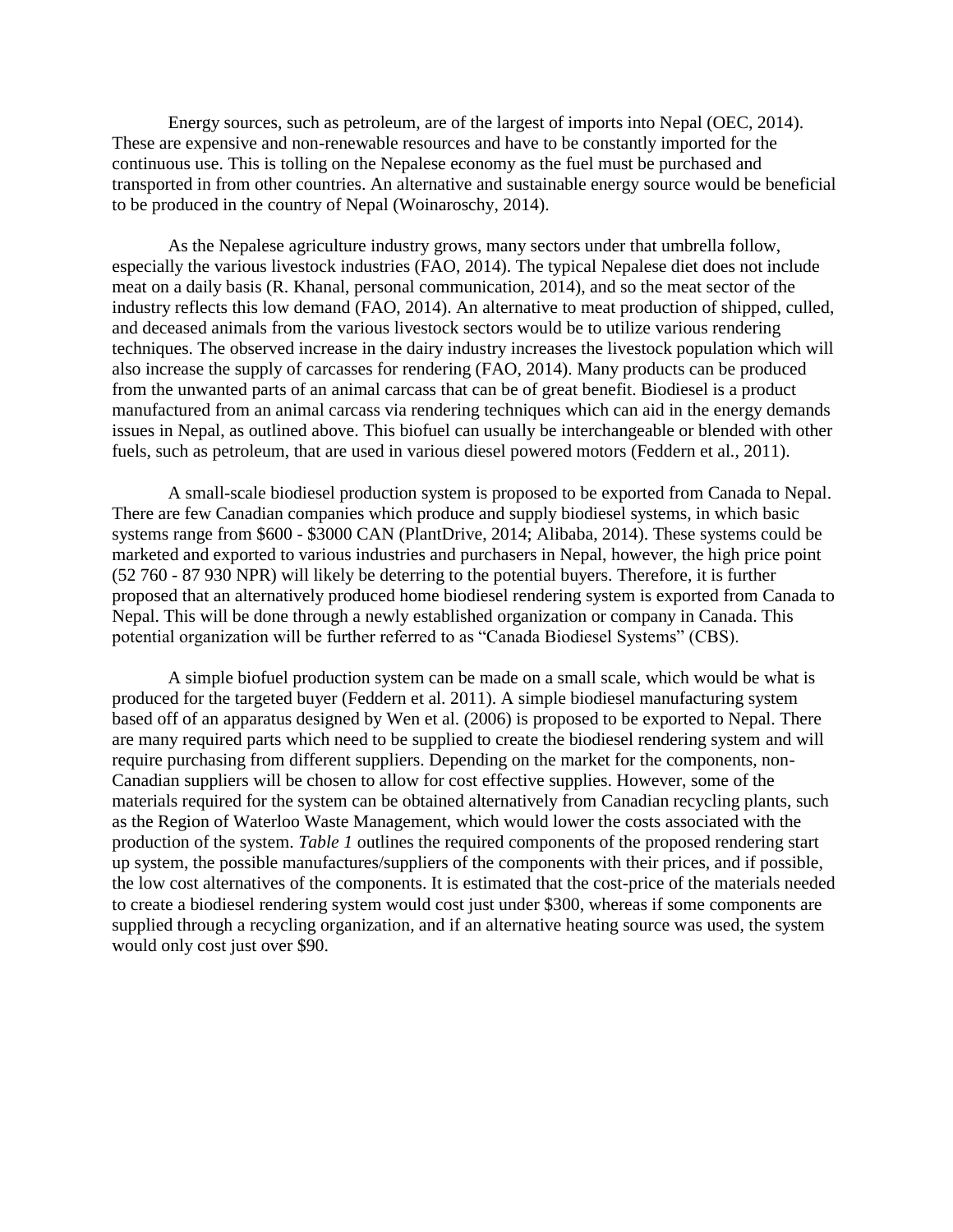Energy sources, such as petroleum, are of the largest of imports into Nepal (OEC, 2014). These are expensive and non-renewable resources and have to be constantly imported for the continuous use. This is tolling on the Nepalese economy as the fuel must be purchased and transported in from other countries. An alternative and sustainable energy source would be beneficial to be produced in the country of Nepal (Woinaroschy, 2014).

As the Nepalese agriculture industry grows, many sectors under that umbrella follow, especially the various livestock industries (FAO, 2014). The typical Nepalese diet does not include meat on a daily basis (R. Khanal, personal communication, 2014), and so the meat sector of the industry reflects this low demand (FAO, 2014). An alternative to meat production of shipped, culled, and deceased animals from the various livestock sectors would be to utilize various rendering techniques. The observed increase in the dairy industry increases the livestock population which will also increase the supply of carcasses for rendering (FAO, 2014). Many products can be produced from the unwanted parts of an animal carcass that can be of great benefit. Biodiesel is a product manufactured from an animal carcass via rendering techniques which can aid in the energy demands issues in Nepal, as outlined above. This biofuel can usually be interchangeable or blended with other fuels, such as petroleum, that are used in various diesel powered motors (Feddern et al., 2011).

A small-scale biodiesel production system is proposed to be exported from Canada to Nepal. There are few Canadian companies which produce and supply biodiesel systems, in which basic systems range from $600 - $3000 CAN (PlantDrive, 2014; Alibaba, 2014). These systems could be marketed and exported to various industries and purchasers in Nepal, however, the high price point (52 760 - 87 930 NPR) will likely be deterring to the potential buyers. Therefore, it is further proposed that an alternatively produced home biodiesel rendering system is exported from Canada to Nepal. This will be done through a newly established organization or company in Canada. This potential organization will be further referred to as “Canada Biodiesel Systems” (CBS).

A simple biofuel production system can be made on a small scale, which would be what is produced for the targeted buyer (Feddern et al. 2011). A simple biodiesel manufacturing system based off of an apparatus designed by Wen et al. (2006) is proposed to be exported to Nepal. There are many required parts which need to be supplied to create the biodiesel rendering system and will require purchasing from different suppliers. Depending on the market for the components, non-Canadian suppliers will be chosen to allow for cost effective supplies. However, some of the materials required for the system can be obtained alternatively from Canadian recycling plants, such as the Region of Waterloo Waste Management, which would lower the costs associated with the production of the system. *Table 1* outlines the required components of the proposed rendering start up system, the possible manufactures/suppliers of the components with their prices, and if possible, the low cost alternatives of the components. It is estimated that the cost-price of the materials needed to create a biodiesel rendering system would cost just under $300, whereas if some components are supplied through a recycling organization, and if an alternative heating source was used, the system would only cost just over $90.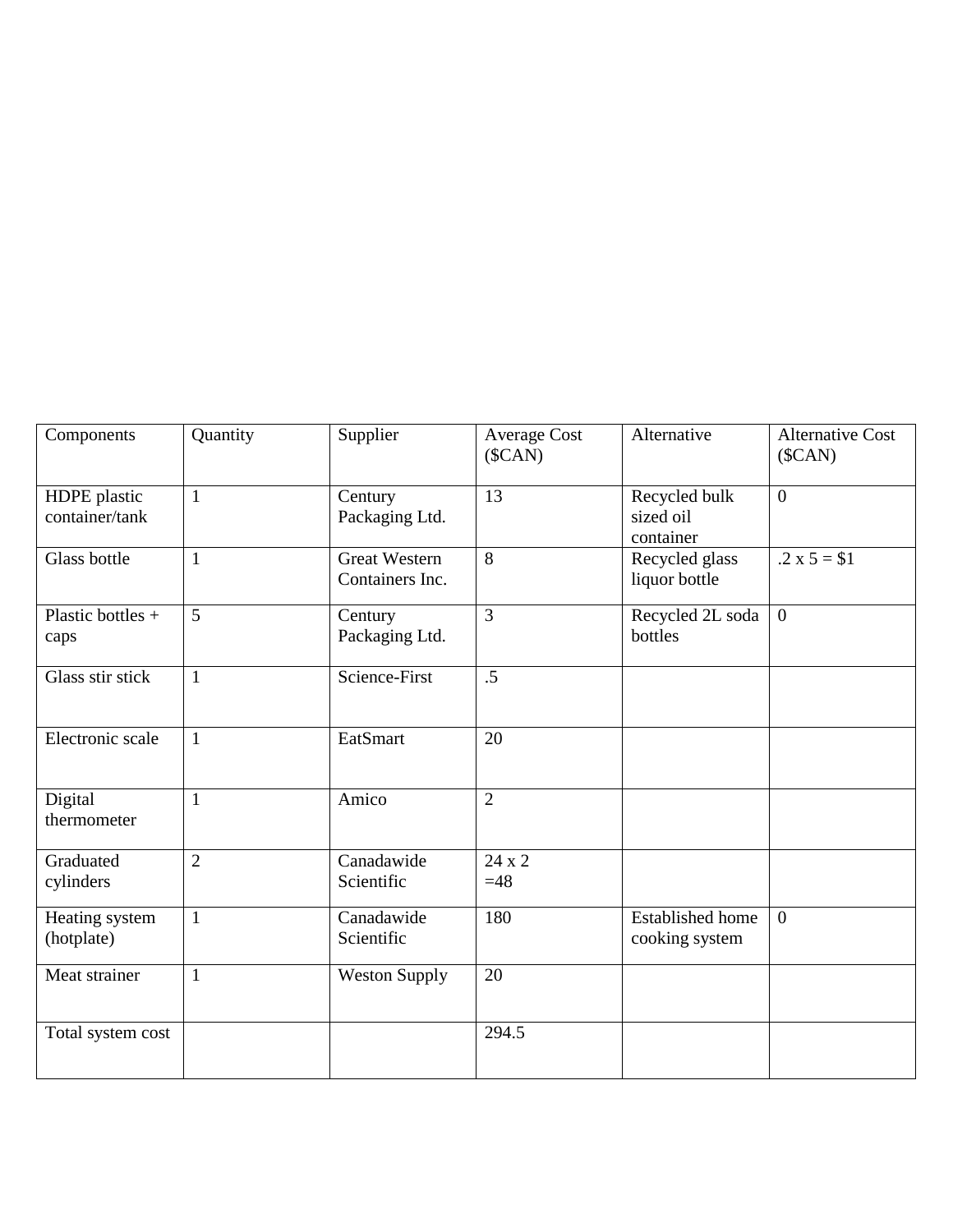| Components | Quantity | Supplier | Average Cost ($CAN) | Alternative | Alternative Cost ($CAN) |
|---|---|---|---|---|---|
| HDPE plastic container/tank | 1 | Century Packaging Ltd. | 13 | Recycled bulk sized oil container | 0 |
| Glass bottle | 1 | Great Western Containers Inc. | 8 | Recycled glass liquor bottle | .2 x 5 = $1 |
| Plastic bottles + caps | 5 | Century Packaging Ltd. | 3 | Recycled 2L soda bottles | 0 |
| Glass stir stick | 1 | Science-First | .5 | | |
| Electronic scale | 1 | EatSmart | 20 | | |
| Digital thermometer | 1 | Amico | 2 | | |
| Graduated cylinders | 2 | Canadawide Scientific | 24 x 2 =48 | | |
| Heating system (hotplate) | 1 | Canadawide Scientific | 180 | Established home cooking system | 0 |
| Meat strainer | 1 | Weston Supply | 20 | | |
| Total system cost | | | 294.5 | | |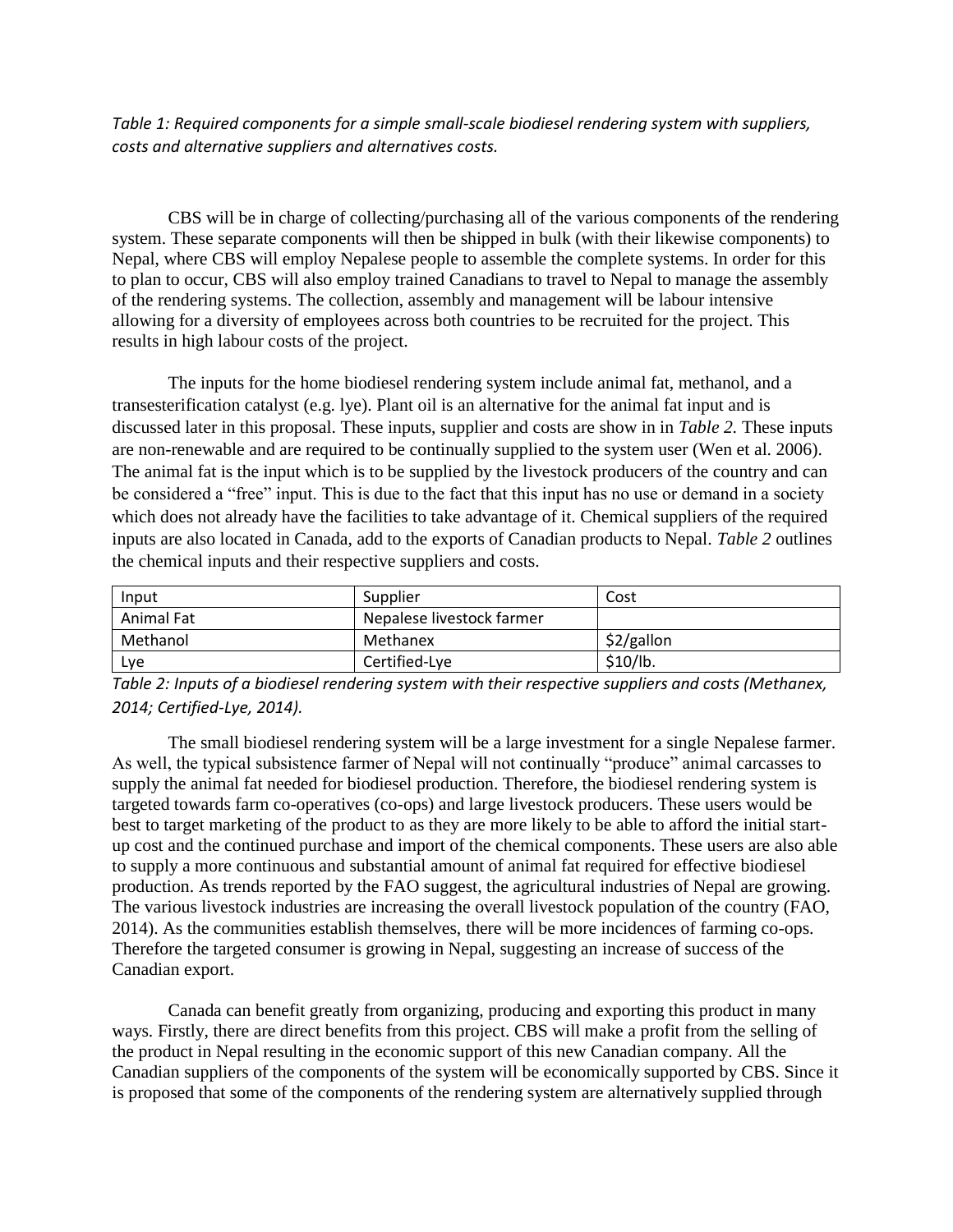*Table 1: Required components for a simple small-scale biodiesel rendering system with suppliers, costs and alternative suppliers and alternatives costs.*

CBS will be in charge of collecting/purchasing all of the various components of the rendering system. These separate components will then be shipped in bulk (with their likewise components) to Nepal, where CBS will employ Nepalese people to assemble the complete systems. In order for this to plan to occur, CBS will also employ trained Canadians to travel to Nepal to manage the assembly of the rendering systems. The collection, assembly and management will be labour intensive allowing for a diversity of employees across both countries to be recruited for the project. This results in high labour costs of the project.

The inputs for the home biodiesel rendering system include animal fat, methanol, and a transesterification catalyst (e.g. lye). Plant oil is an alternative for the animal fat input and is discussed later in this proposal. These inputs, supplier and costs are show in in *Table 2.* These inputs are non-renewable and are required to be continually supplied to the system user (Wen et al. 2006). The animal fat is the input which is to be supplied by the livestock producers of the country and can be considered a "free" input. This is due to the fact that this input has no use or demand in a society which does not already have the facilities to take advantage of it. Chemical suppliers of the required inputs are also located in Canada, add to the exports of Canadian products to Nepal. *Table 2* outlines the chemical inputs and their respective suppliers and costs.

| Input | Supplier | Cost |
|---|---|---|
| Animal Fat | Nepalese livestock farmer | |
| Methanol | Methanex | $2/gallon |
| Lye | Certified-Lye | $10/lb. |

*Table 2: Inputs of a biodiesel rendering system with their respective suppliers and costs (Methanex, 2014; Certified-Lye, 2014).*

The small biodiesel rendering system will be a large investment for a single Nepalese farmer. As well, the typical subsistence farmer of Nepal will not continually "produce" animal carcasses to supply the animal fat needed for biodiesel production. Therefore, the biodiesel rendering system is targeted towards farm co-operatives (co-ops) and large livestock producers. These users would be best to target marketing of the product to as they are more likely to be able to afford the initial start-up cost and the continued purchase and import of the chemical components. These users are also able to supply a more continuous and substantial amount of animal fat required for effective biodiesel production. As trends reported by the FAO suggest, the agricultural industries of Nepal are growing. The various livestock industries are increasing the overall livestock population of the country (FAO, 2014). As the communities establish themselves, there will be more incidences of farming co-ops. Therefore the targeted consumer is growing in Nepal, suggesting an increase of success of the Canadian export.

Canada can benefit greatly from organizing, producing and exporting this product in many ways. Firstly, there are direct benefits from this project. CBS will make a profit from the selling of the product in Nepal resulting in the economic support of this new Canadian company. All the Canadian suppliers of the components of the system will be economically supported by CBS. Since it is proposed that some of the components of the rendering system are alternatively supplied through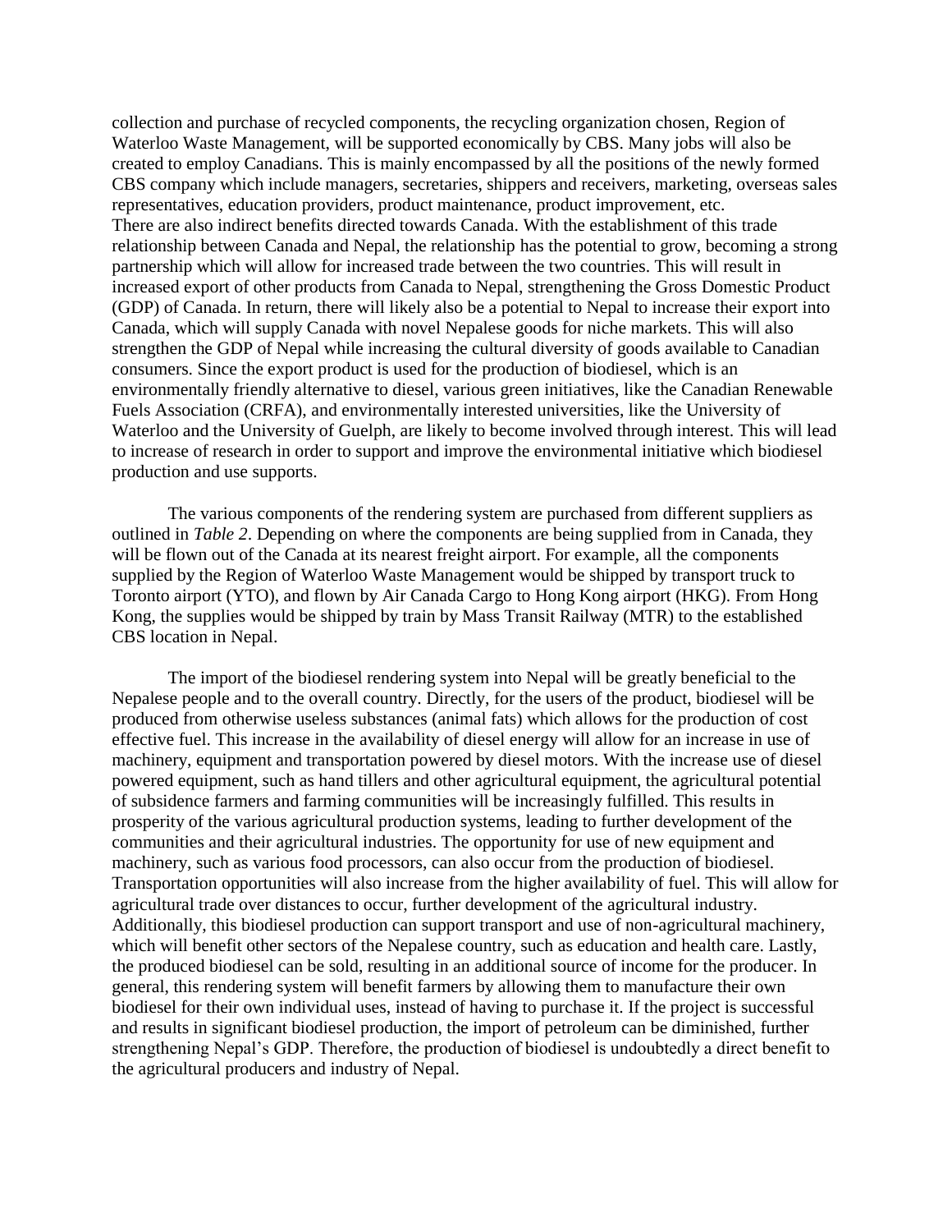collection and purchase of recycled components, the recycling organization chosen, Region of Waterloo Waste Management, will be supported economically by CBS. Many jobs will also be created to employ Canadians. This is mainly encompassed by all the positions of the newly formed CBS company which include managers, secretaries, shippers and receivers, marketing, overseas sales representatives, education providers, product maintenance, product improvement, etc.
There are also indirect benefits directed towards Canada. With the establishment of this trade relationship between Canada and Nepal, the relationship has the potential to grow, becoming a strong partnership which will allow for increased trade between the two countries. This will result in increased export of other products from Canada to Nepal, strengthening the Gross Domestic Product (GDP) of Canada. In return, there will likely also be a potential to Nepal to increase their export into Canada, which will supply Canada with novel Nepalese goods for niche markets. This will also strengthen the GDP of Nepal while increasing the cultural diversity of goods available to Canadian consumers. Since the export product is used for the production of biodiesel, which is an environmentally friendly alternative to diesel, various green initiatives, like the Canadian Renewable Fuels Association (CRFA), and environmentally interested universities, like the University of Waterloo and the University of Guelph, are likely to become involved through interest. This will lead to increase of research in order to support and improve the environmental initiative which biodiesel production and use supports.

The various components of the rendering system are purchased from different suppliers as outlined in *Table 2*. Depending on where the components are being supplied from in Canada, they will be flown out of the Canada at its nearest freight airport. For example, all the components supplied by the Region of Waterloo Waste Management would be shipped by transport truck to Toronto airport (YTO), and flown by Air Canada Cargo to Hong Kong airport (HKG). From Hong Kong, the supplies would be shipped by train by Mass Transit Railway (MTR) to the established CBS location in Nepal.

The import of the biodiesel rendering system into Nepal will be greatly beneficial to the Nepalese people and to the overall country. Directly, for the users of the product, biodiesel will be produced from otherwise useless substances (animal fats) which allows for the production of cost effective fuel. This increase in the availability of diesel energy will allow for an increase in use of machinery, equipment and transportation powered by diesel motors. With the increase use of diesel powered equipment, such as hand tillers and other agricultural equipment, the agricultural potential of subsidence farmers and farming communities will be increasingly fulfilled. This results in prosperity of the various agricultural production systems, leading to further development of the communities and their agricultural industries. The opportunity for use of new equipment and machinery, such as various food processors, can also occur from the production of biodiesel. Transportation opportunities will also increase from the higher availability of fuel. This will allow for agricultural trade over distances to occur, further development of the agricultural industry. Additionally, this biodiesel production can support transport and use of non-agricultural machinery, which will benefit other sectors of the Nepalese country, such as education and health care. Lastly, the produced biodiesel can be sold, resulting in an additional source of income for the producer. In general, this rendering system will benefit farmers by allowing them to manufacture their own biodiesel for their own individual uses, instead of having to purchase it. If the project is successful and results in significant biodiesel production, the import of petroleum can be diminished, further strengthening Nepal's GDP. Therefore, the production of biodiesel is undoubtedly a direct benefit to the agricultural producers and industry of Nepal.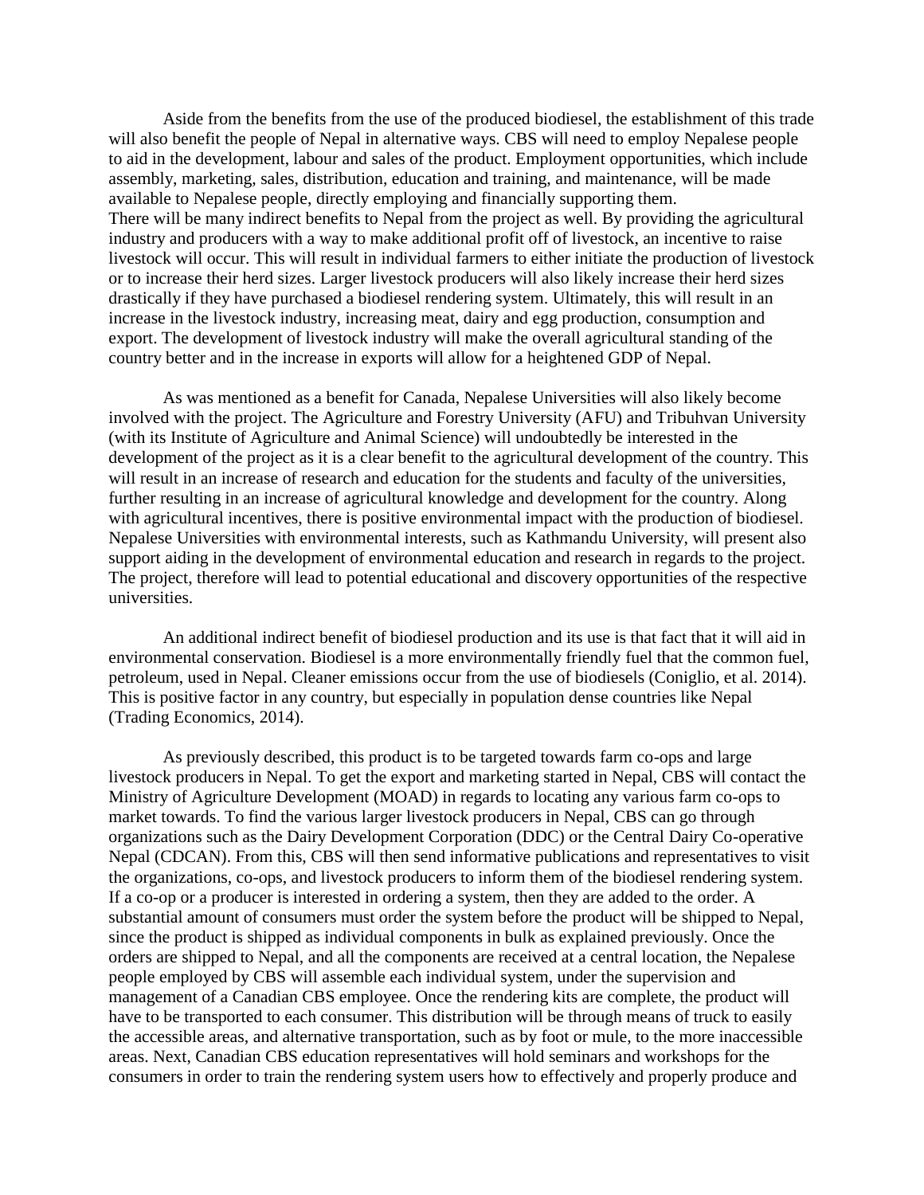Aside from the benefits from the use of the produced biodiesel, the establishment of this trade will also benefit the people of Nepal in alternative ways. CBS will need to employ Nepalese people to aid in the development, labour and sales of the product. Employment opportunities, which include assembly, marketing, sales, distribution, education and training, and maintenance, will be made available to Nepalese people, directly employing and financially supporting them.
There will be many indirect benefits to Nepal from the project as well. By providing the agricultural industry and producers with a way to make additional profit off of livestock, an incentive to raise livestock will occur. This will result in individual farmers to either initiate the production of livestock or to increase their herd sizes. Larger livestock producers will also likely increase their herd sizes drastically if they have purchased a biodiesel rendering system. Ultimately, this will result in an increase in the livestock industry, increasing meat, dairy and egg production, consumption and export. The development of livestock industry will make the overall agricultural standing of the country better and in the increase in exports will allow for a heightened GDP of Nepal.

As was mentioned as a benefit for Canada, Nepalese Universities will also likely become involved with the project. The Agriculture and Forestry University (AFU) and Tribuhvan University (with its Institute of Agriculture and Animal Science) will undoubtedly be interested in the development of the project as it is a clear benefit to the agricultural development of the country. This will result in an increase of research and education for the students and faculty of the universities, further resulting in an increase of agricultural knowledge and development for the country. Along with agricultural incentives, there is positive environmental impact with the production of biodiesel. Nepalese Universities with environmental interests, such as Kathmandu University, will present also support aiding in the development of environmental education and research in regards to the project. The project, therefore will lead to potential educational and discovery opportunities of the respective universities.

An additional indirect benefit of biodiesel production and its use is that fact that it will aid in environmental conservation. Biodiesel is a more environmentally friendly fuel that the common fuel, petroleum, used in Nepal. Cleaner emissions occur from the use of biodiesels (Coniglio, et al. 2014). This is positive factor in any country, but especially in population dense countries like Nepal (Trading Economics, 2014).

As previously described, this product is to be targeted towards farm co-ops and large livestock producers in Nepal. To get the export and marketing started in Nepal, CBS will contact the Ministry of Agriculture Development (MOAD) in regards to locating any various farm co-ops to market towards. To find the various larger livestock producers in Nepal, CBS can go through organizations such as the Dairy Development Corporation (DDC) or the Central Dairy Co-operative Nepal (CDCAN). From this, CBS will then send informative publications and representatives to visit the organizations, co-ops, and livestock producers to inform them of the biodiesel rendering system. If a co-op or a producer is interested in ordering a system, then they are added to the order. A substantial amount of consumers must order the system before the product will be shipped to Nepal, since the product is shipped as individual components in bulk as explained previously. Once the orders are shipped to Nepal, and all the components are received at a central location, the Nepalese people employed by CBS will assemble each individual system, under the supervision and management of a Canadian CBS employee. Once the rendering kits are complete, the product will have to be transported to each consumer. This distribution will be through means of truck to easily the accessible areas, and alternative transportation, such as by foot or mule, to the more inaccessible areas. Next, Canadian CBS education representatives will hold seminars and workshops for the consumers in order to train the rendering system users how to effectively and properly produce and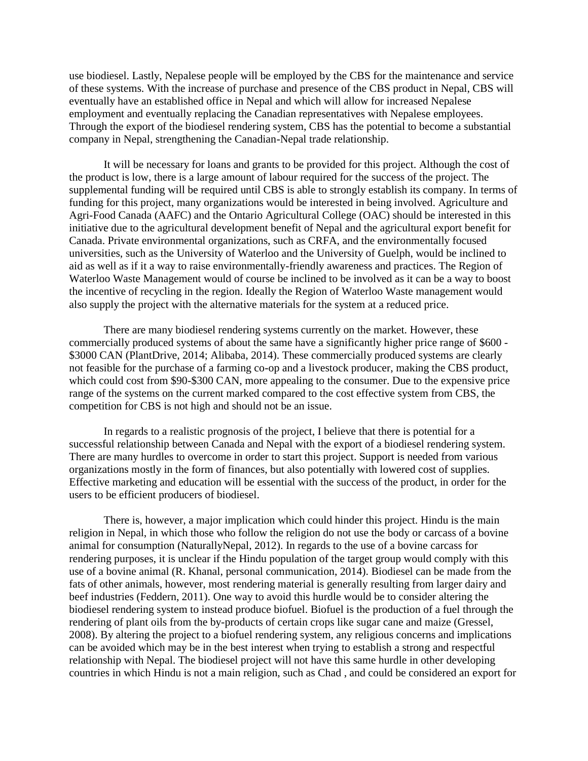use biodiesel. Lastly, Nepalese people will be employed by the CBS for the maintenance and service of these systems. With the increase of purchase and presence of the CBS product in Nepal, CBS will eventually have an established office in Nepal and which will allow for increased Nepalese employment and eventually replacing the Canadian representatives with Nepalese employees. Through the export of the biodiesel rendering system, CBS has the potential to become a substantial company in Nepal, strengthening the Canadian-Nepal trade relationship.

It will be necessary for loans and grants to be provided for this project. Although the cost of the product is low, there is a large amount of labour required for the success of the project. The supplemental funding will be required until CBS is able to strongly establish its company. In terms of funding for this project, many organizations would be interested in being involved. Agriculture and Agri-Food Canada (AAFC) and the Ontario Agricultural College (OAC) should be interested in this initiative due to the agricultural development benefit of Nepal and the agricultural export benefit for Canada. Private environmental organizations, such as CRFA, and the environmentally focused universities, such as the University of Waterloo and the University of Guelph, would be inclined to aid as well as if it a way to raise environmentally-friendly awareness and practices. The Region of Waterloo Waste Management would of course be inclined to be involved as it can be a way to boost the incentive of recycling in the region. Ideally the Region of Waterloo Waste management would also supply the project with the alternative materials for the system at a reduced price.

There are many biodiesel rendering systems currently on the market. However, these commercially produced systems of about the same have a significantly higher price range of $600 - $3000 CAN (PlantDrive, 2014; Alibaba, 2014). These commercially produced systems are clearly not feasible for the purchase of a farming co-op and a livestock producer, making the CBS product, which could cost from $90-$300 CAN, more appealing to the consumer. Due to the expensive price range of the systems on the current marked compared to the cost effective system from CBS, the competition for CBS is not high and should not be an issue.

In regards to a realistic prognosis of the project, I believe that there is potential for a successful relationship between Canada and Nepal with the export of a biodiesel rendering system. There are many hurdles to overcome in order to start this project. Support is needed from various organizations mostly in the form of finances, but also potentially with lowered cost of supplies. Effective marketing and education will be essential with the success of the product, in order for the users to be efficient producers of biodiesel.

There is, however, a major implication which could hinder this project. Hindu is the main religion in Nepal, in which those who follow the religion do not use the body or carcass of a bovine animal for consumption (NaturallyNepal, 2012). In regards to the use of a bovine carcass for rendering purposes, it is unclear if the Hindu population of the target group would comply with this use of a bovine animal (R. Khanal, personal communication, 2014). Biodiesel can be made from the fats of other animals, however, most rendering material is generally resulting from larger dairy and beef industries (Feddern, 2011). One way to avoid this hurdle would be to consider altering the biodiesel rendering system to instead produce biofuel. Biofuel is the production of a fuel through the rendering of plant oils from the by-products of certain crops like sugar cane and maize (Gressel, 2008). By altering the project to a biofuel rendering system, any religious concerns and implications can be avoided which may be in the best interest when trying to establish a strong and respectful relationship with Nepal. The biodiesel project will not have this same hurdle in other developing countries in which Hindu is not a main religion, such as Chad , and could be considered an export for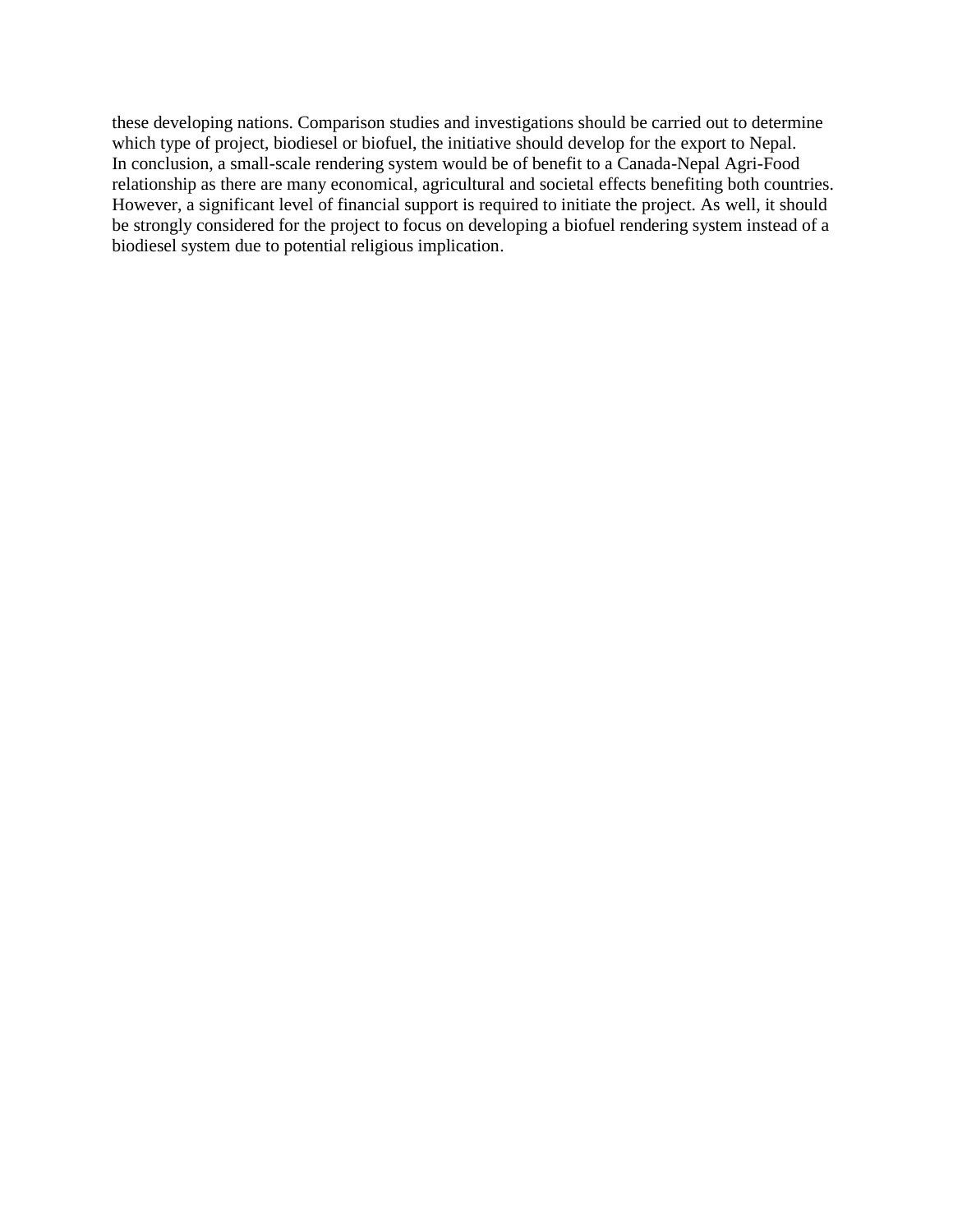these developing nations. Comparison studies and investigations should be carried out to determine which type of project, biodiesel or biofuel, the initiative should develop for the export to Nepal.

In conclusion, a small-scale rendering system would be of benefit to a Canada-Nepal Agri-Food relationship as there are many economical, agricultural and societal effects benefiting both countries. However, a significant level of financial support is required to initiate the project. As well, it should be strongly considered for the project to focus on developing a biofuel rendering system instead of a biodiesel system due to potential religious implication.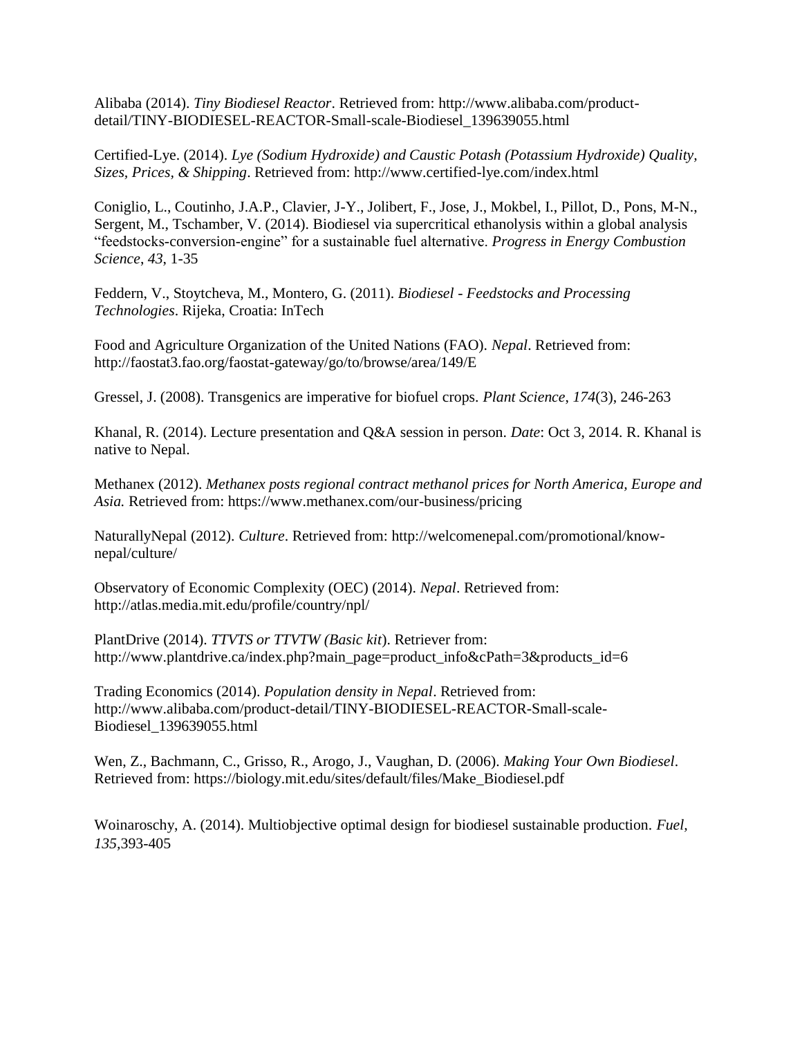Alibaba (2014). *Tiny Biodiesel Reactor*. Retrieved from: http://www.alibaba.com/product-detail/TINY-BIODIESEL-REACTOR-Small-scale-Biodiesel_139639055.html

Certified-Lye. (2014). *Lye (Sodium Hydroxide) and Caustic Potash (Potassium Hydroxide) Quality, Sizes, Prices, & Shipping*. Retrieved from: http://www.certified-lye.com/index.html

Coniglio, L., Coutinho, J.A.P., Clavier, J-Y., Jolibert, F., Jose, J., Mokbel, I., Pillot, D., Pons, M-N., Sergent, M., Tschamber, V. (2014). Biodiesel via supercritical ethanolysis within a global analysis “feedstocks-conversion-engine” for a sustainable fuel alternative. *Progress in Energy Combustion Science*, *43*, 1-35

Feddern, V., Stoytcheva, M., Montero, G. (2011). *Biodiesel - Feedstocks and Processing Technologies*. Rijeka, Croatia: InTech

Food and Agriculture Organization of the United Nations (FAO). *Nepal*. Retrieved from: http://faostat3.fao.org/faostat-gateway/go/to/browse/area/149/E

Gressel, J. (2008). Transgenics are imperative for biofuel crops. *Plant Science*, *174*(3), 246-263

Khanal, R. (2014). Lecture presentation and Q&A session in person. *Date*: Oct 3, 2014. R. Khanal is native to Nepal.

Methanex (2012). *Methanex posts regional contract methanol prices for North America, Europe and Asia.* Retrieved from: https://www.methanex.com/our-business/pricing

NaturallyNepal (2012). *Culture*. Retrieved from: http://welcomenepal.com/promotional/know-nepal/culture/

Observatory of Economic Complexity (OEC) (2014). *Nepal*. Retrieved from: http://atlas.media.mit.edu/profile/country/npl/

PlantDrive (2014). *TTVTS or TTVTW (Basic kit*). Retriever from: http://www.plantdrive.ca/index.php?main_page=product_info&cPath=3&products_id=6

Trading Economics (2014). *Population density in Nepal*. Retrieved from: http://www.alibaba.com/product-detail/TINY-BIODIESEL-REACTOR-Small-scale-Biodiesel_139639055.html

Wen, Z., Bachmann, C., Grisso, R., Arogo, J., Vaughan, D. (2006). *Making Your Own Biodiesel*. Retrieved from: https://biology.mit.edu/sites/default/files/Make_Biodiesel.pdf

Woinaroschy, A. (2014). Multiobjective optimal design for biodiesel sustainable production. *Fuel, 135*,393-405